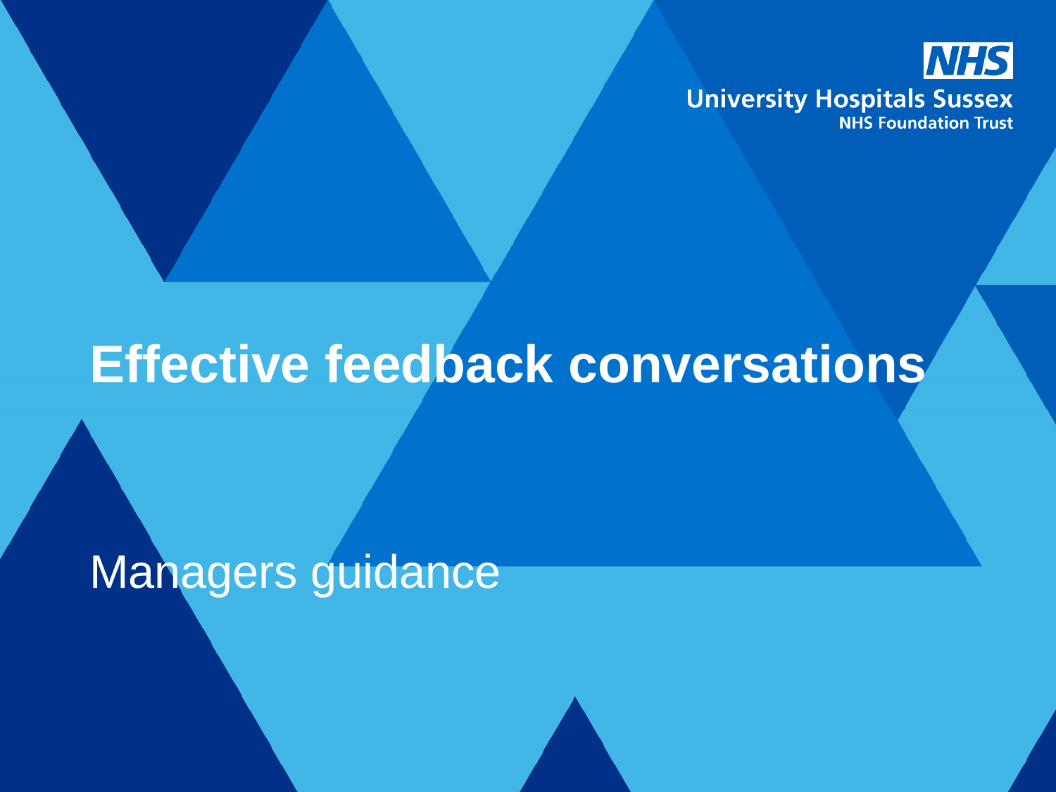NHS
University Hospitals Sussex
NHS Foundation Trust

# Effective feedback conversations

Managers guidance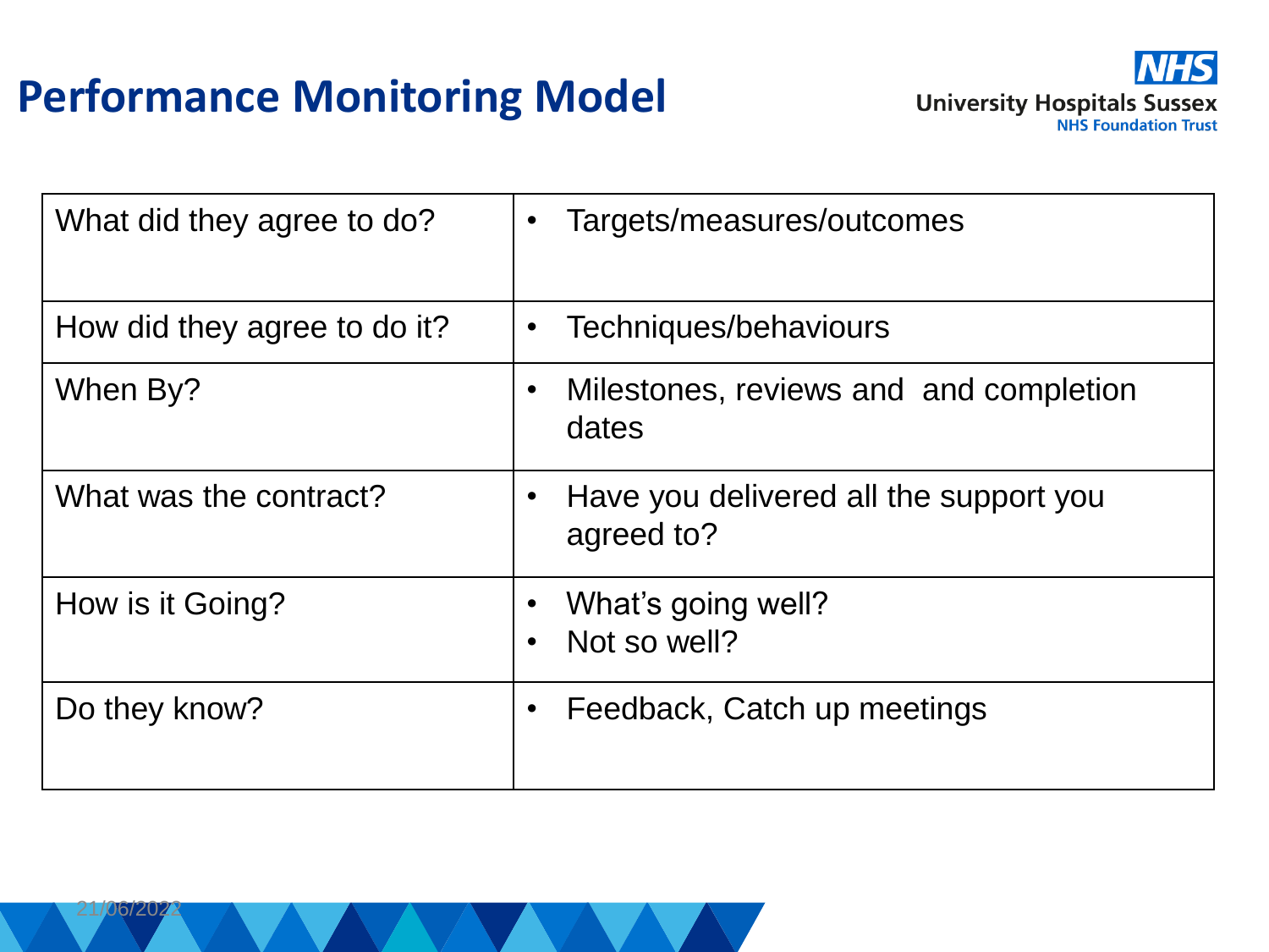# Performance Monitoring Model

| | |
|---|---|
| What did they agree to do? | • Targets/measures/outcomes |
| How did they agree to do it? | • Techniques/behaviours |
| When By? | • Milestones, reviews and and completion dates |
| What was the contract? | • Have you delivered all the support you agreed to? |
| How is it Going? | • What's going well?<br>• Not so well? |
| Do they know? | • Feedback, Catch up meetings |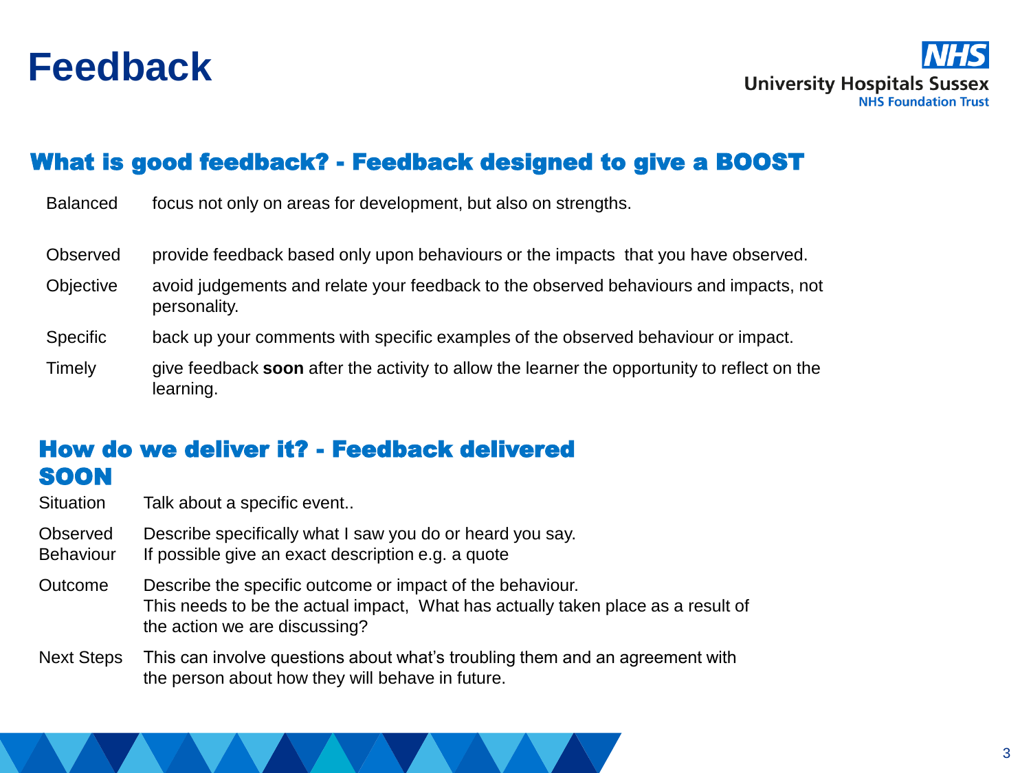# Feedback

## What is good feedback? - Feedback designed to give a BOOST

| | |
|---|---|
| Balanced | focus not only on areas for development, but also on strengths. |
| Observed | provide feedback based only upon behaviours or the impacts that you have observed. |
| Objective | avoid judgements and relate your feedback to the observed behaviours and impacts, not personality. |
| Specific | back up your comments with specific examples of the observed behaviour or impact. |
| Timely | give feedback **soon** after the activity to allow the learner the opportunity to reflect on the learning. |

## How do we deliver it? - Feedback delivered SOON

| | |
|---|---|
| Situation | Talk about a specific event.. |
| Observed Behaviour | Describe specifically what I saw you do or heard you say. If possible give an exact description e.g. a quote |
| Outcome | Describe the specific outcome or impact of the behaviour. This needs to be the actual impact, What has actually taken place as a result of the action we are discussing? |
| Next Steps | This can involve questions about what's troubling them and an agreement with the person about how they will behave in future. |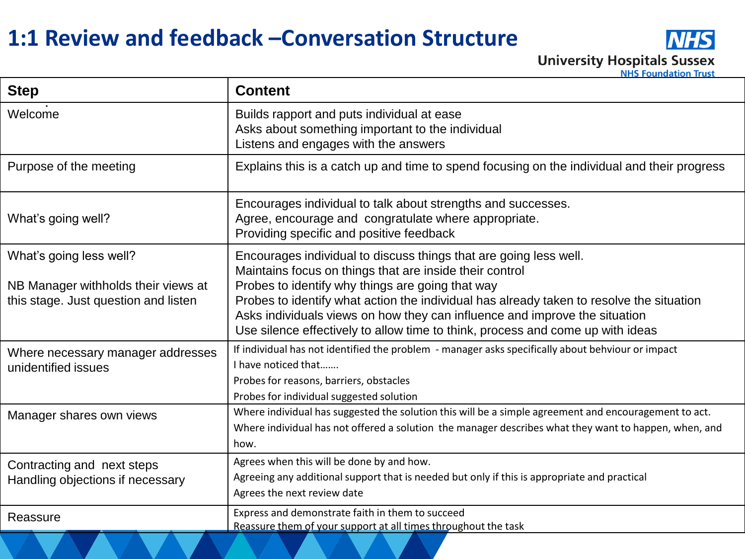# 1:1 Review and feedback –Conversation Structure

| Step | Content |
|---|---|
| Welcome | Builds rapport and puts individual at ease<br>Asks about something important to the individual<br>Listens and engages with the answers |
| Purpose of the meeting | Explains this is a catch up and time to spend focusing on the individual and their progress |
| What's going well? | Encourages individual to talk about strengths and successes.<br>Agree, encourage and congratulate where appropriate.<br>Providing specific and positive feedback |
| What's going less well?<br><br>NB Manager withholds their views at this stage. Just question and listen | Encourages individual to discuss things that are going less well.<br>Maintains focus on things that are inside their control<br>Probes to identify why things are going that way<br>Probes to identify what action the individual has already taken to resolve the situation<br>Asks individuals views on how they can influence and improve the situation<br>Use silence effectively to allow time to think, process and come up with ideas |
| Where necessary manager addresses unidentified issues | If individual has not identified the problem - manager asks specifically about behviour or impact<br>I have noticed that…….<br>Probes for reasons, barriers, obstacles<br>Probes for individual suggested solution |
| Manager shares own views | Where individual has suggested the solution this will be a simple agreement and encouragement to act.<br>Where individual has not offered a solution the manager describes what they want to happen, when, and how. |
| Contracting and next steps<br>Handling objections if necessary | Agrees when this will be done by and how.<br>Agreeing any additional support that is needed but only if this is appropriate and practical<br>Agrees the next review date |
| Reassure | Express and demonstrate faith in them to succeed<br>Reassure them of your support at all times throughout the task |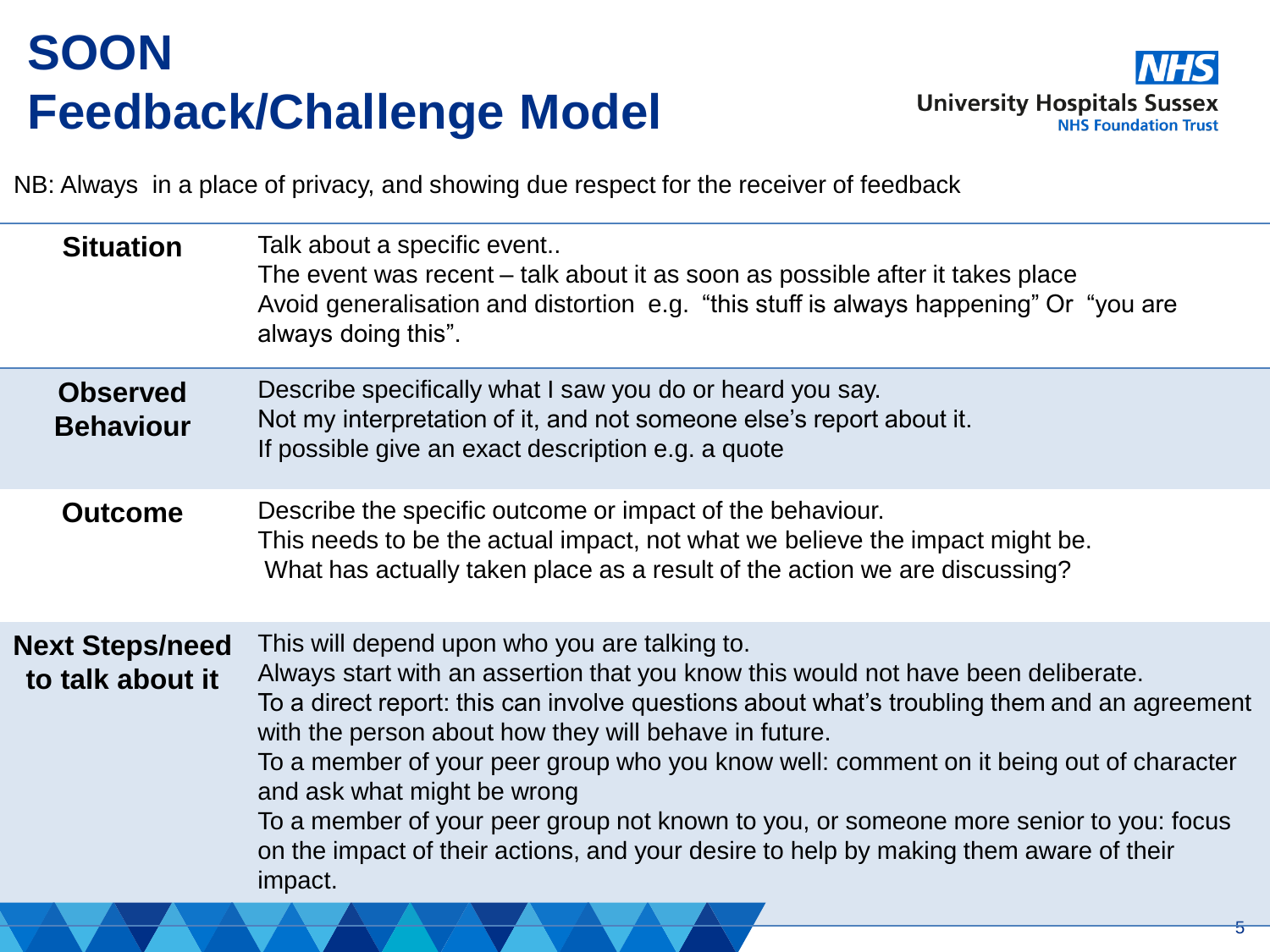# SOON Feedback/Challenge Model

University Hospitals Sussex NHS Foundation Trust

NB: Always  in a place of privacy, and showing due respect for the receiver of feedback

| | |
|---|---|
| **Situation** | Talk about a specific event.. The event was recent – talk about it as soon as possible after it takes place Avoid generalisation and distortion  e.g.  “this stuff is always happening” Or  “you are always doing this”. |
| **Observed Behaviour** | Describe specifically what I saw you do or heard you say. Not my interpretation of it, and not someone else’s report about it. If possible give an exact description e.g. a quote |
| **Outcome** | Describe the specific outcome or impact of the behaviour. This needs to be the actual impact, not what we believe the impact might be. What has actually taken place as a result of the action we are discussing? |
| **Next Steps/need to talk about it** | This will depend upon who you are talking to. Always start with an assertion that you know this would not have been deliberate. To a direct report: this can involve questions about what’s troubling them and an agreement with the person about how they will behave in future. To a member of your peer group who you know well: comment on it being out of character and ask what might be wrong To a member of your peer group not known to you, or someone more senior to you: focus on the impact of their actions, and your desire to help by making them aware of their impact. |